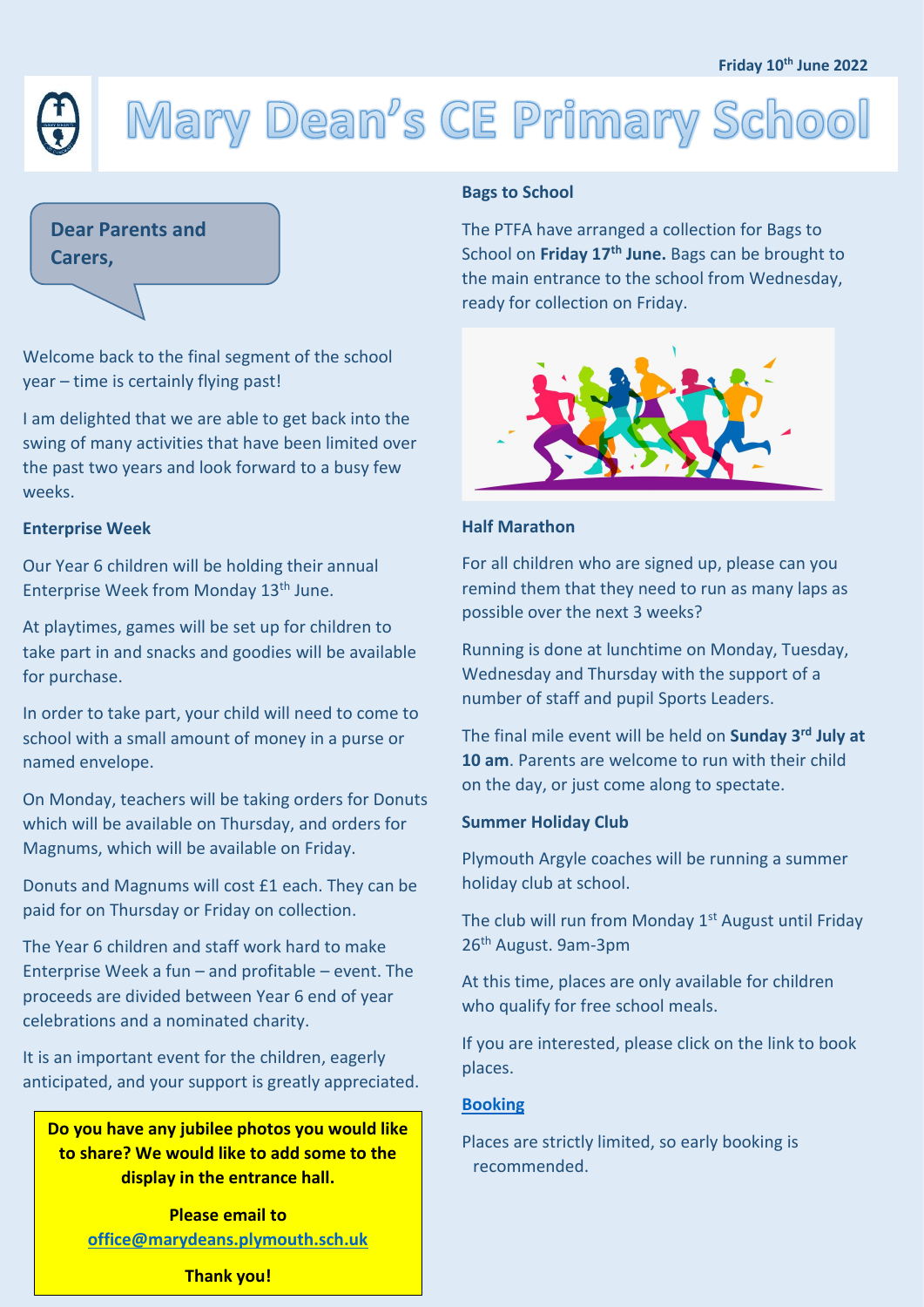Friday 10th June 2022

# Mary Dean's CE Primary School

**Dear Parents and Carers,**

Welcome back to the final segment of the school year – time is certainly flying past!

I am delighted that we are able to get back into the swing of many activities that have been limited over the past two years and look forward to a busy few weeks.

**Enterprise Week**

Our Year 6 children will be holding their annual Enterprise Week from Monday 13th June.

At playtimes, games will be set up for children to take part in and snacks and goodies will be available for purchase.

In order to take part, your child will need to come to school with a small amount of money in a purse or named envelope.

On Monday, teachers will be taking orders for Donuts which will be available on Thursday, and orders for Magnums, which will be available on Friday.

Donuts and Magnums will cost £1 each. They can be paid for on Thursday or Friday on collection.

The Year 6 children and staff work hard to make Enterprise Week a fun – and profitable – event. The proceeds are divided between Year 6 end of year celebrations and a nominated charity.

It is an important event for the children, eagerly anticipated, and your support is greatly appreciated.

**Do you have any jubilee photos you would like to share? We would like to add some to the display in the entrance hall.**

**Please email to [office@marydeans.plymouth.sch.uk](mailto:office@marydeans.plymouth.sch.uk)**

**Thank you!**

**Bags to School**

The PTFA have arranged a collection for Bags to School on **Friday 17th June.** Bags can be brought to the main entrance to the school from Wednesday, ready for collection on Friday.

**Half Marathon**

For all children who are signed up, please can you remind them that they need to run as many laps as possible over the next 3 weeks?

Running is done at lunchtime on Monday, Tuesday, Wednesday and Thursday with the support of a number of staff and pupil Sports Leaders.

The final mile event will be held on **Sunday 3rd July at 10 am**. Parents are welcome to run with their child on the day, or just come along to spectate.

**Summer Holiday Club**

Plymouth Argyle coaches will be running a summer holiday club at school.

The club will run from Monday 1st August until Friday 26th August. 9am-3pm

At this time, places are only available for children who qualify for free school meals.

If you are interested, please click on the link to book places.

**Booking**

Places are strictly limited, so early booking is recommended.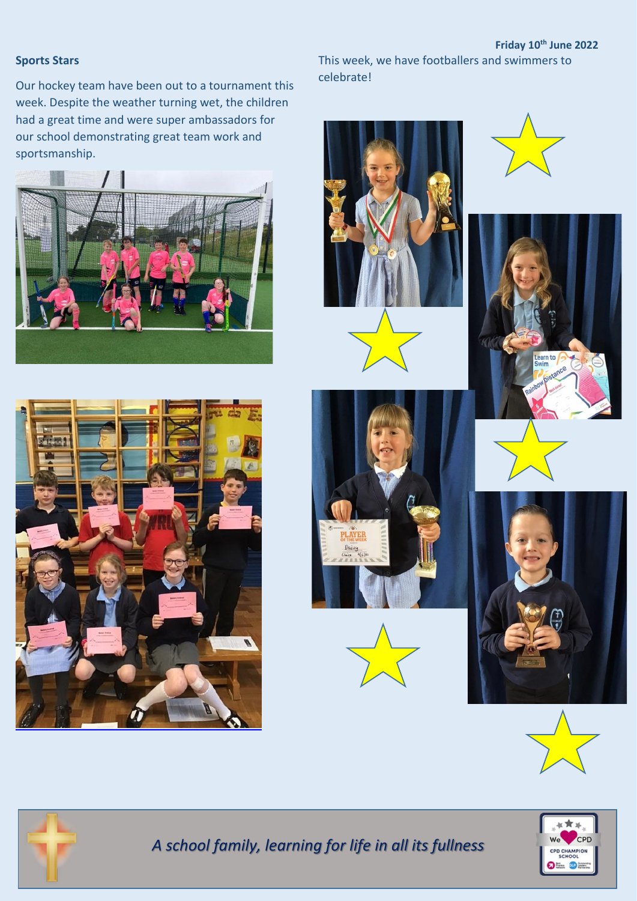**Friday 10th June 2022**

## Sports Stars

Our hockey team have been out to a tournament this week. Despite the weather turning wet, the children had a great time and were super ambassadors for our school demonstrating great team work and sportsmanship.

This week, we have footballers and swimmers to celebrate!

*A school family, learning for life in all its fullness*